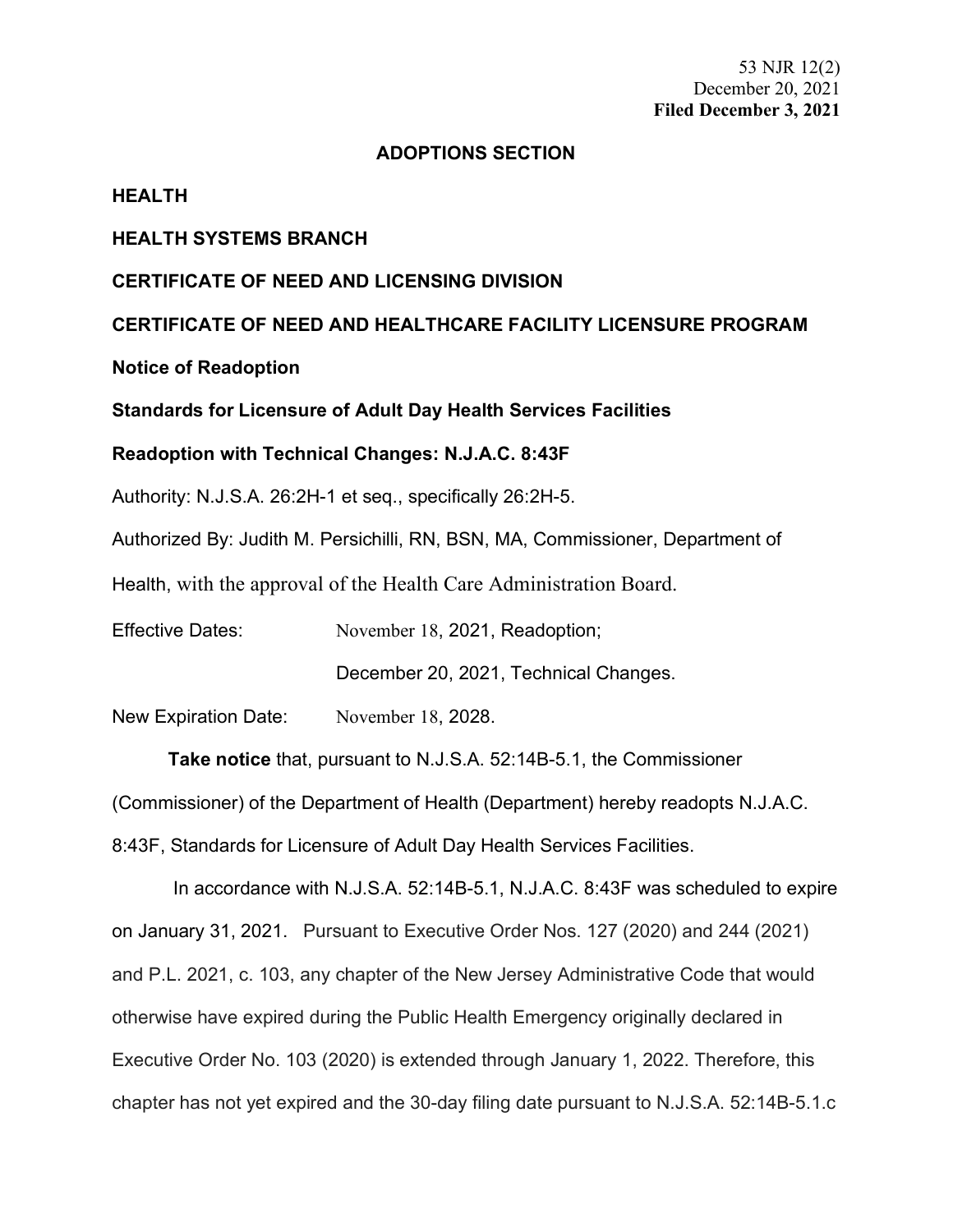53 NJR 12(2)
December 20, 2021
**Filed December 3, 2021**

**ADOPTIONS SECTION**

**HEALTH**

**HEALTH SYSTEMS BRANCH**

**CERTIFICATE OF NEED AND LICENSING DIVISION**

**CERTIFICATE OF NEED AND HEALTHCARE FACILITY LICENSURE PROGRAM**

**Notice of Readoption**

**Standards for Licensure of Adult Day Health Services Facilities**

**Readoption with Technical Changes: N.J.A.C. 8:43F**

Authority: N.J.S.A. 26:2H-1 et seq., specifically 26:2H-5.

Authorized By: Judith M. Persichilli, RN, BSN, MA, Commissioner, Department of Health, with the approval of the Health Care Administration Board.

Effective Dates: November 18, 2021, Readoption;

December 20, 2021, Technical Changes.

New Expiration Date: November 18, 2028.

**Take notice** that, pursuant to N.J.S.A. 52:14B-5.1, the Commissioner (Commissioner) of the Department of Health (Department) hereby readopts N.J.A.C. 8:43F, Standards for Licensure of Adult Day Health Services Facilities.

In accordance with N.J.S.A. 52:14B-5.1, N.J.A.C. 8:43F was scheduled to expire on January 31, 2021. Pursuant to Executive Order Nos. 127 (2020) and 244 (2021) and P.L. 2021, c. 103, any chapter of the New Jersey Administrative Code that would otherwise have expired during the Public Health Emergency originally declared in Executive Order No. 103 (2020) is extended through January 1, 2022. Therefore, this chapter has not yet expired and the 30-day filing date pursuant to N.J.S.A. 52:14B-5.1.c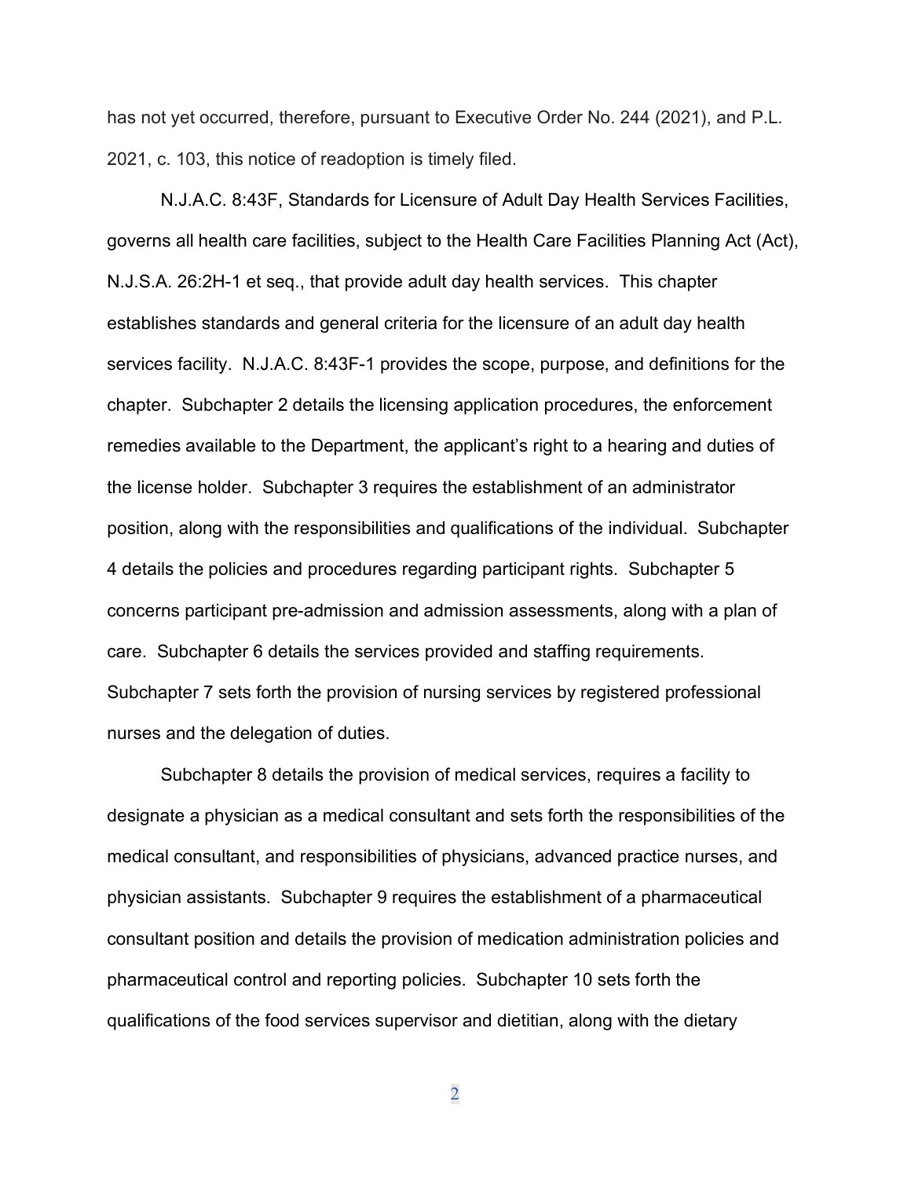has not yet occurred, therefore, pursuant to Executive Order No. 244 (2021), and P.L. 2021, c. 103, this notice of readoption is timely filed.

N.J.A.C. 8:43F, Standards for Licensure of Adult Day Health Services Facilities, governs all health care facilities, subject to the Health Care Facilities Planning Act (Act), N.J.S.A. 26:2H-1 et seq., that provide adult day health services. This chapter establishes standards and general criteria for the licensure of an adult day health services facility. N.J.A.C. 8:43F-1 provides the scope, purpose, and definitions for the chapter. Subchapter 2 details the licensing application procedures, the enforcement remedies available to the Department, the applicant's right to a hearing and duties of the license holder. Subchapter 3 requires the establishment of an administrator position, along with the responsibilities and qualifications of the individual. Subchapter 4 details the policies and procedures regarding participant rights. Subchapter 5 concerns participant pre-admission and admission assessments, along with a plan of care. Subchapter 6 details the services provided and staffing requirements. Subchapter 7 sets forth the provision of nursing services by registered professional nurses and the delegation of duties.

Subchapter 8 details the provision of medical services, requires a facility to designate a physician as a medical consultant and sets forth the responsibilities of the medical consultant, and responsibilities of physicians, advanced practice nurses, and physician assistants. Subchapter 9 requires the establishment of a pharmaceutical consultant position and details the provision of medication administration policies and pharmaceutical control and reporting policies. Subchapter 10 sets forth the qualifications of the food services supervisor and dietitian, along with the dietary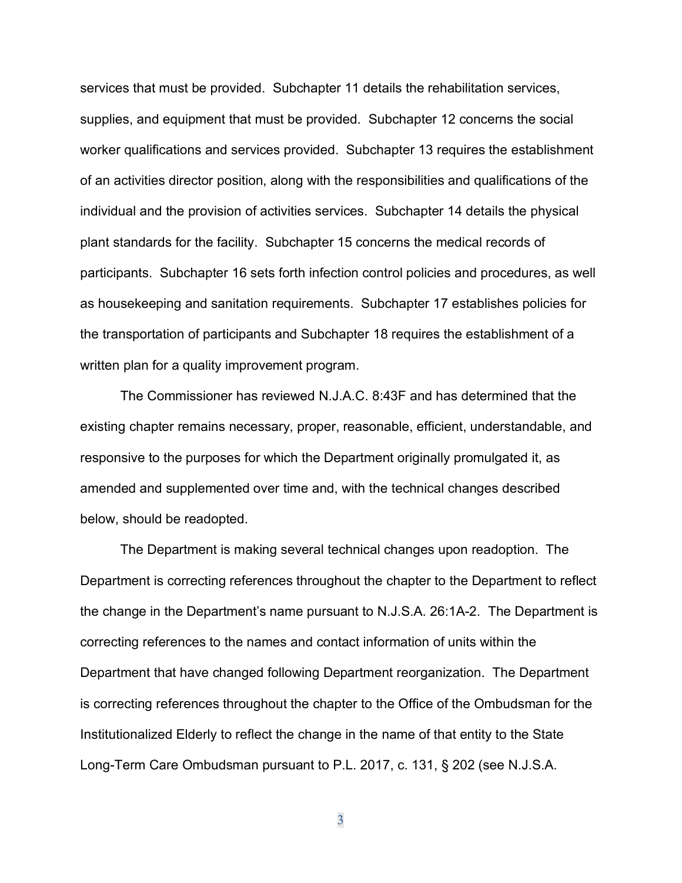services that must be provided. Subchapter 11 details the rehabilitation services, supplies, and equipment that must be provided. Subchapter 12 concerns the social worker qualifications and services provided. Subchapter 13 requires the establishment of an activities director position, along with the responsibilities and qualifications of the individual and the provision of activities services. Subchapter 14 details the physical plant standards for the facility. Subchapter 15 concerns the medical records of participants. Subchapter 16 sets forth infection control policies and procedures, as well as housekeeping and sanitation requirements. Subchapter 17 establishes policies for the transportation of participants and Subchapter 18 requires the establishment of a written plan for a quality improvement program.

The Commissioner has reviewed N.J.A.C. 8:43F and has determined that the existing chapter remains necessary, proper, reasonable, efficient, understandable, and responsive to the purposes for which the Department originally promulgated it, as amended and supplemented over time and, with the technical changes described below, should be readopted.

The Department is making several technical changes upon readoption. The Department is correcting references throughout the chapter to the Department to reflect the change in the Department's name pursuant to N.J.S.A. 26:1A-2. The Department is correcting references to the names and contact information of units within the Department that have changed following Department reorganization. The Department is correcting references throughout the chapter to the Office of the Ombudsman for the Institutionalized Elderly to reflect the change in the name of that entity to the State Long-Term Care Ombudsman pursuant to P.L. 2017, c. 131, § 202 (see N.J.S.A.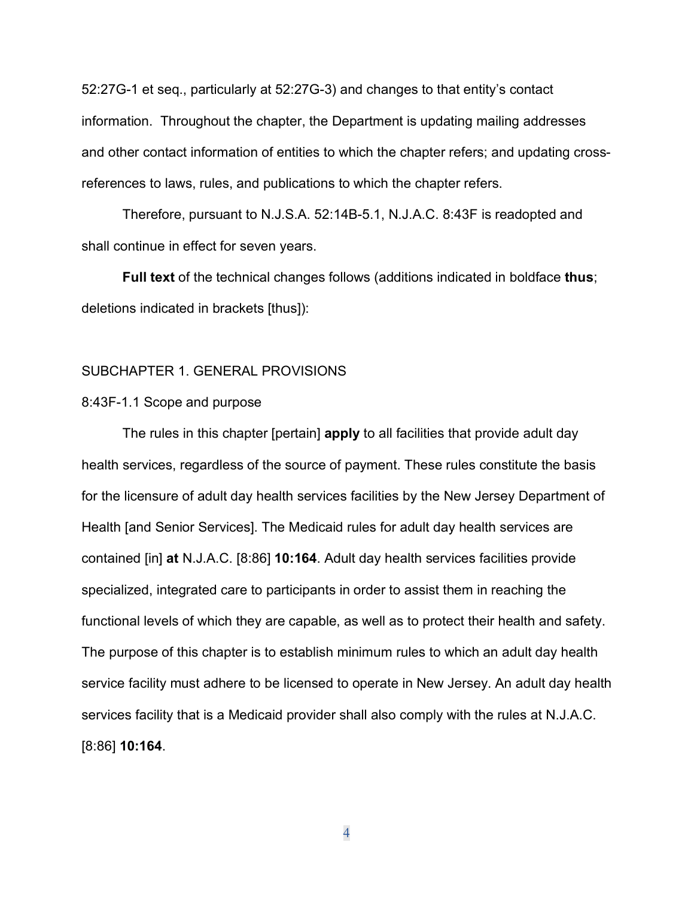52:27G-1 et seq., particularly at 52:27G-3) and changes to that entity's contact information. Throughout the chapter, the Department is updating mailing addresses and other contact information of entities to which the chapter refers; and updating cross-references to laws, rules, and publications to which the chapter refers.

Therefore, pursuant to N.J.S.A. 52:14B-5.1, N.J.A.C. 8:43F is readopted and shall continue in effect for seven years.

**Full text** of the technical changes follows (additions indicated in boldface **thus**; deletions indicated in brackets [thus]):

SUBCHAPTER 1. GENERAL PROVISIONS

8:43F-1.1 Scope and purpose

The rules in this chapter [pertain] **apply** to all facilities that provide adult day health services, regardless of the source of payment. These rules constitute the basis for the licensure of adult day health services facilities by the New Jersey Department of Health [and Senior Services]. The Medicaid rules for adult day health services are contained [in] **at** N.J.A.C. [8:86] **10:164**. Adult day health services facilities provide specialized, integrated care to participants in order to assist them in reaching the functional levels of which they are capable, as well as to protect their health and safety. The purpose of this chapter is to establish minimum rules to which an adult day health service facility must adhere to be licensed to operate in New Jersey. An adult day health services facility that is a Medicaid provider shall also comply with the rules at N.J.A.C. [8:86] **10:164**.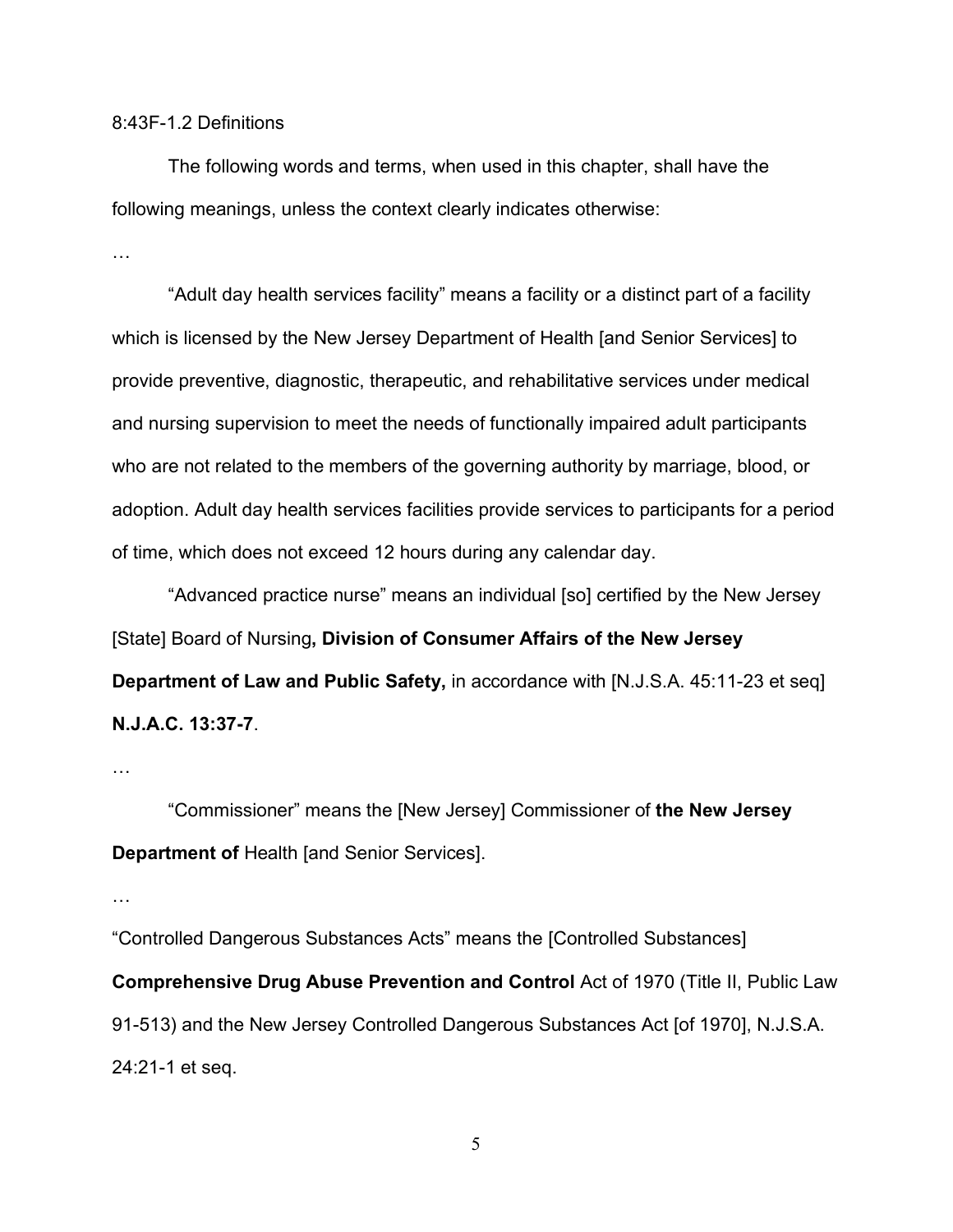8:43F-1.2 Definitions

The following words and terms, when used in this chapter, shall have the following meanings, unless the context clearly indicates otherwise:

…

"Adult day health services facility" means a facility or a distinct part of a facility which is licensed by the New Jersey Department of Health [and Senior Services] to provide preventive, diagnostic, therapeutic, and rehabilitative services under medical and nursing supervision to meet the needs of functionally impaired adult participants who are not related to the members of the governing authority by marriage, blood, or adoption. Adult day health services facilities provide services to participants for a period of time, which does not exceed 12 hours during any calendar day.

"Advanced practice nurse" means an individual [so] certified by the New Jersey [State] Board of Nursing**, Division of Consumer Affairs of the New Jersey Department of Law and Public Safety,** in accordance with [N.J.S.A. 45:11-23 et seq] **N.J.A.C. 13:37-7**.

…

"Commissioner" means the [New Jersey] Commissioner of **the New Jersey Department of** Health [and Senior Services].

…

"Controlled Dangerous Substances Acts" means the [Controlled Substances] **Comprehensive Drug Abuse Prevention and Control** Act of 1970 (Title II, Public Law 91-513) and the New Jersey Controlled Dangerous Substances Act [of 1970], N.J.S.A. 24:21-1 et seq.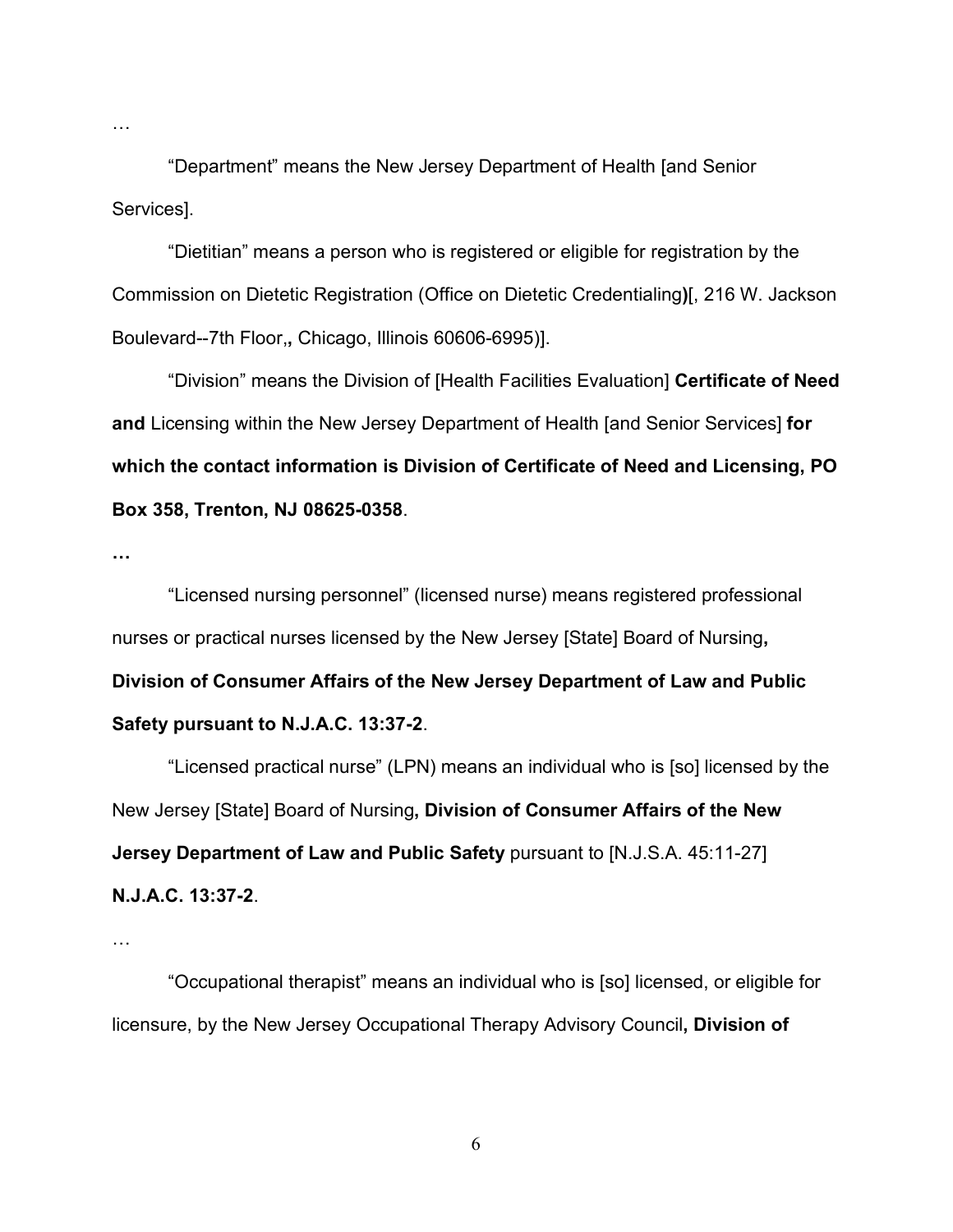…

"Department" means the New Jersey Department of Health [and Senior Services].

"Dietitian" means a person who is registered or eligible for registration by the Commission on Dietetic Registration (Office on Dietetic Credentialing**)**[, 216 W. Jackson Boulevard--7th Floor,**,** Chicago, Illinois 60606-6995)].

"Division" means the Division of [Health Facilities Evaluation] **Certificate of Need and** Licensing within the New Jersey Department of Health [and Senior Services] **for which the contact information is Division of Certificate of Need and Licensing, PO Box 358, Trenton, NJ 08625-0358**.

**…**

"Licensed nursing personnel" (licensed nurse) means registered professional nurses or practical nurses licensed by the New Jersey [State] Board of Nursing**, Division of Consumer Affairs of the New Jersey Department of Law and Public Safety pursuant to N.J.A.C. 13:37-2**.

"Licensed practical nurse" (LPN) means an individual who is [so] licensed by the New Jersey [State] Board of Nursing**, Division of Consumer Affairs of the New Jersey Department of Law and Public Safety** pursuant to [N.J.S.A. 45:11-27] **N.J.A.C. 13:37-2**.

…

"Occupational therapist" means an individual who is [so] licensed, or eligible for licensure, by the New Jersey Occupational Therapy Advisory Council**, Division of**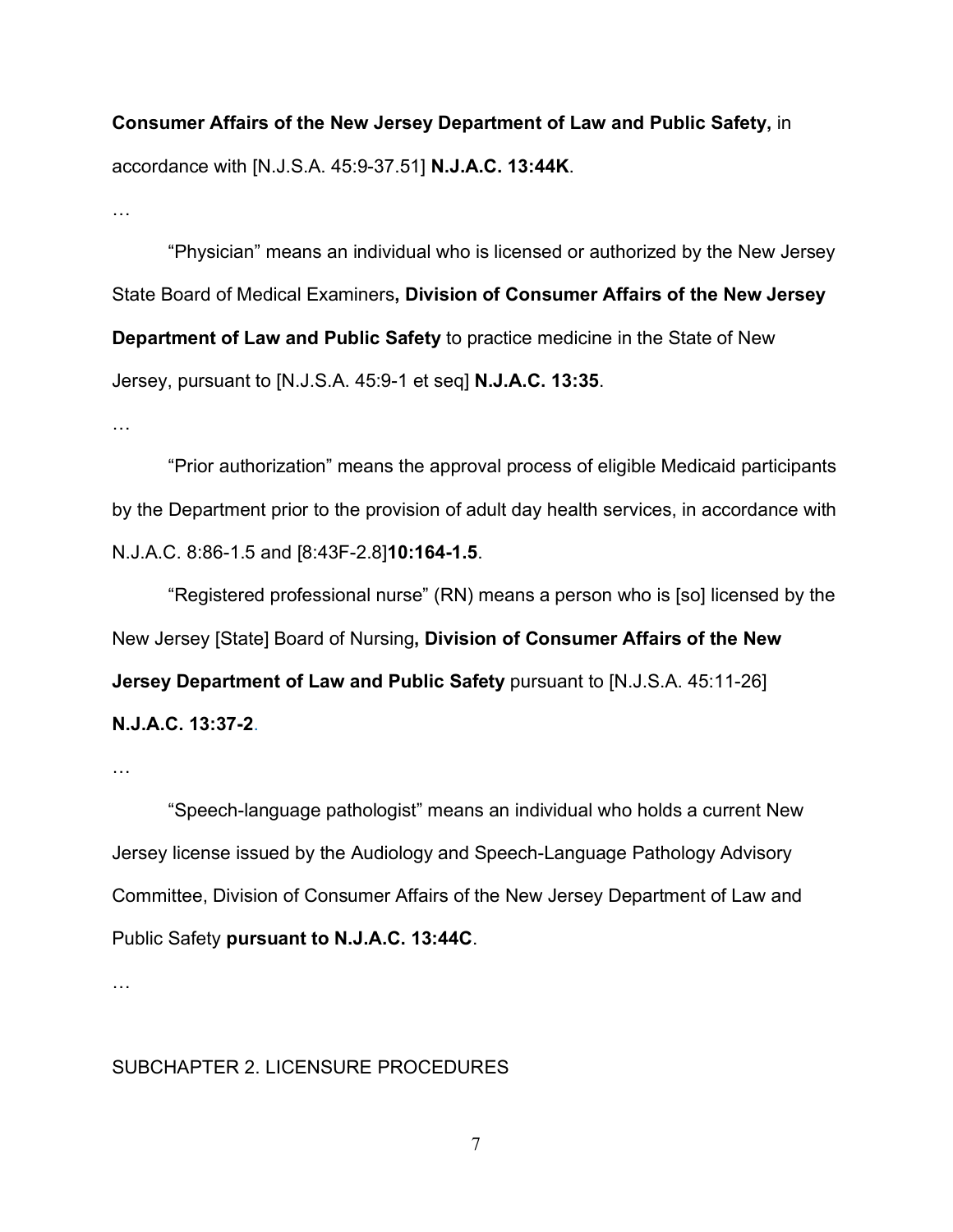**Consumer Affairs of the New Jersey Department of Law and Public Safety,** in accordance with [N.J.S.A. 45:9-37.51] **N.J.A.C. 13:44K**.

…

“Physician” means an individual who is licensed or authorized by the New Jersey State Board of Medical Examiners**, Division of Consumer Affairs of the New Jersey Department of Law and Public Safety** to practice medicine in the State of New Jersey, pursuant to [N.J.S.A. 45:9-1 et seq] **N.J.A.C. 13:35**.

…

“Prior authorization” means the approval process of eligible Medicaid participants by the Department prior to the provision of adult day health services, in accordance with N.J.A.C. 8:86-1.5 and [8:43F-2.8]**10:164-1.5**.

“Registered professional nurse” (RN) means a person who is [so] licensed by the New Jersey [State] Board of Nursing**, Division of Consumer Affairs of the New Jersey Department of Law and Public Safety** pursuant to [N.J.S.A. 45:11-26] **N.J.A.C. 13:37-2**.

…

“Speech-language pathologist” means an individual who holds a current New Jersey license issued by the Audiology and Speech-Language Pathology Advisory Committee, Division of Consumer Affairs of the New Jersey Department of Law and Public Safety **pursuant to N.J.A.C. 13:44C**.

…

SUBCHAPTER 2. LICENSURE PROCEDURES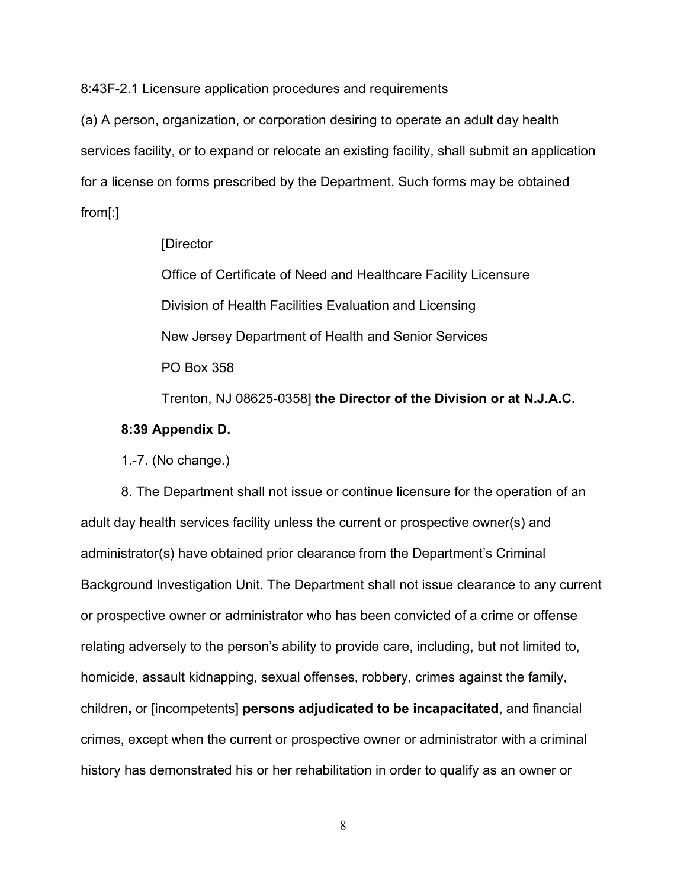8:43F-2.1 Licensure application procedures and requirements

(a) A person, organization, or corporation desiring to operate an adult day health services facility, or to expand or relocate an existing facility, shall submit an application for a license on forms prescribed by the Department. Such forms may be obtained from[:]

[Director

Office of Certificate of Need and Healthcare Facility Licensure

Division of Health Facilities Evaluation and Licensing

New Jersey Department of Health and Senior Services

PO Box 358

Trenton, NJ 08625-0358] **the Director of the Division or at N.J.A.C. 8:39 Appendix D.**

1.-7. (No change.)

8. The Department shall not issue or continue licensure for the operation of an adult day health services facility unless the current or prospective owner(s) and administrator(s) have obtained prior clearance from the Department's Criminal Background Investigation Unit. The Department shall not issue clearance to any current or prospective owner or administrator who has been convicted of a crime or offense relating adversely to the person's ability to provide care, including, but not limited to, homicide, assault kidnapping, sexual offenses, robbery, crimes against the family, children**,** or [incompetents] **persons adjudicated to be incapacitated**, and financial crimes, except when the current or prospective owner or administrator with a criminal history has demonstrated his or her rehabilitation in order to qualify as an owner or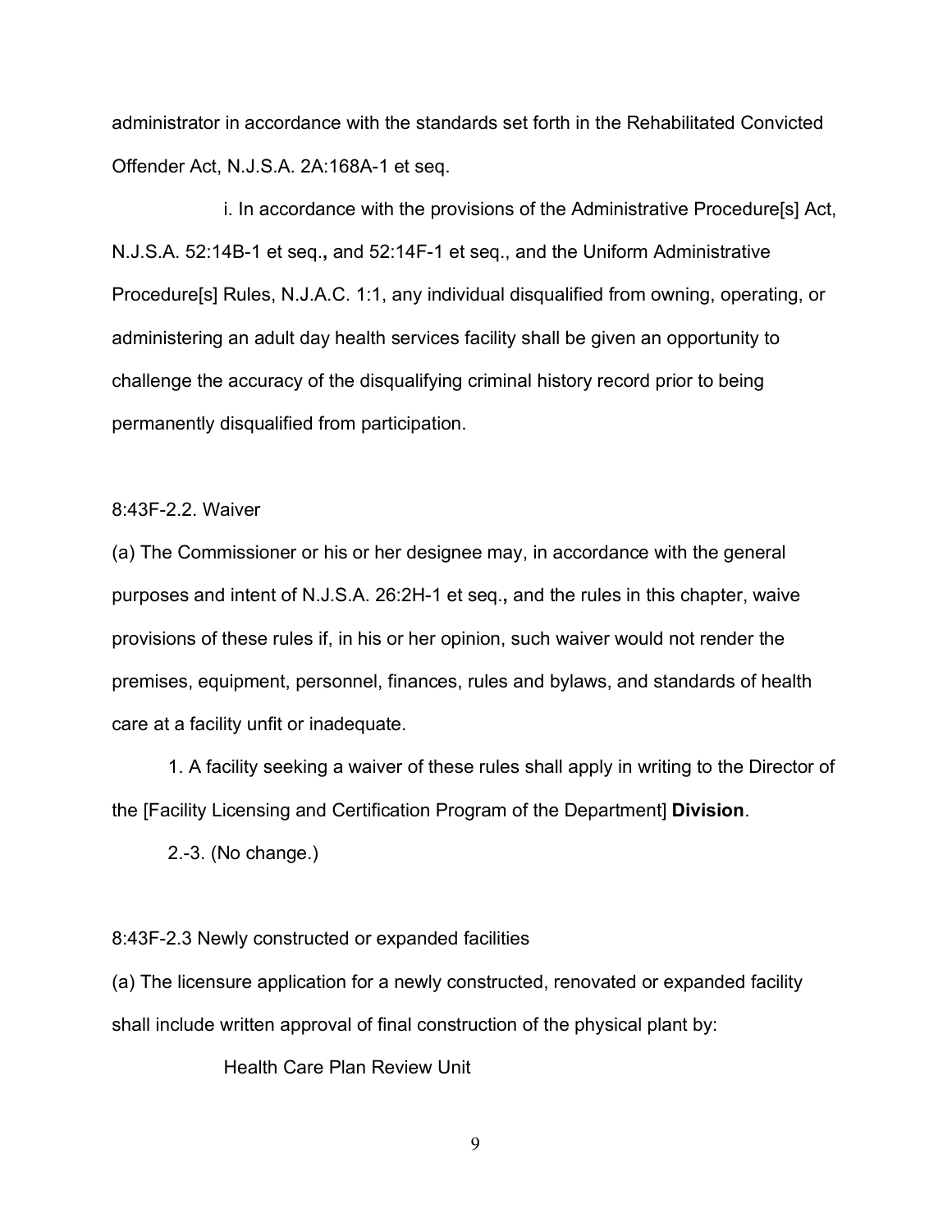administrator in accordance with the standards set forth in the Rehabilitated Convicted Offender Act, N.J.S.A. 2A:168A-1 et seq.

i. In accordance with the provisions of the Administrative Procedure[s] Act, N.J.S.A. 52:14B-1 et seq.**,** and 52:14F-1 et seq., and the Uniform Administrative Procedure[s] Rules, N.J.A.C. 1:1, any individual disqualified from owning, operating, or administering an adult day health services facility shall be given an opportunity to challenge the accuracy of the disqualifying criminal history record prior to being permanently disqualified from participation.

8:43F-2.2. Waiver

(a) The Commissioner or his or her designee may, in accordance with the general purposes and intent of N.J.S.A. 26:2H-1 et seq.**,** and the rules in this chapter, waive provisions of these rules if, in his or her opinion, such waiver would not render the premises, equipment, personnel, finances, rules and bylaws, and standards of health care at a facility unfit or inadequate.

1. A facility seeking a waiver of these rules shall apply in writing to the Director of the [Facility Licensing and Certification Program of the Department] **Division**.

2.-3. (No change.)

8:43F-2.3 Newly constructed or expanded facilities

(a) The licensure application for a newly constructed, renovated or expanded facility shall include written approval of final construction of the physical plant by:

Health Care Plan Review Unit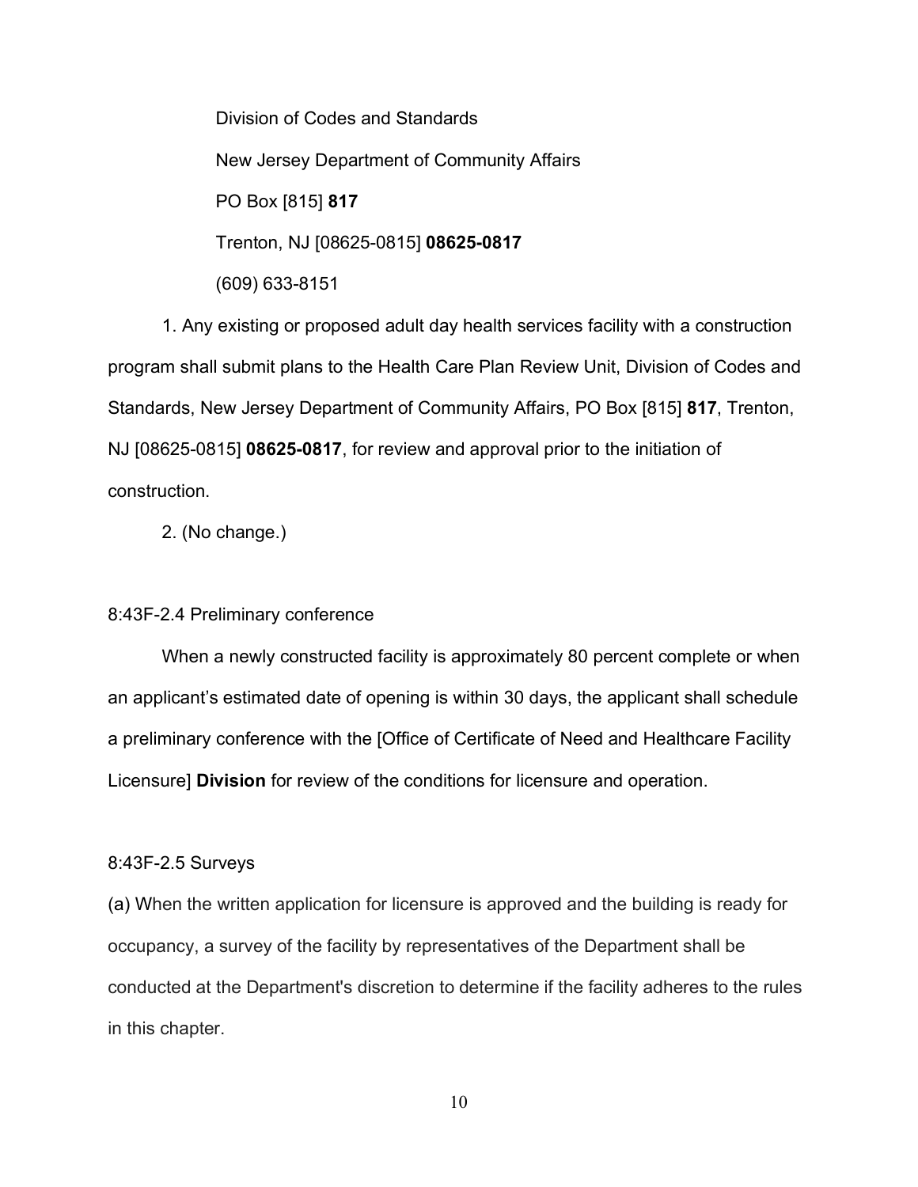Division of Codes and Standards

New Jersey Department of Community Affairs

PO Box [815] **817**

Trenton, NJ [08625-0815] **08625-0817**

(609) 633-8151

1. Any existing or proposed adult day health services facility with a construction program shall submit plans to the Health Care Plan Review Unit, Division of Codes and Standards, New Jersey Department of Community Affairs, PO Box [815] **817**, Trenton, NJ [08625-0815] **08625-0817**, for review and approval prior to the initiation of construction.

2. (No change.)

8:43F-2.4 Preliminary conference

When a newly constructed facility is approximately 80 percent complete or when an applicant's estimated date of opening is within 30 days, the applicant shall schedule a preliminary conference with the [Office of Certificate of Need and Healthcare Facility Licensure] **Division** for review of the conditions for licensure and operation.

8:43F-2.5 Surveys

(a) When the written application for licensure is approved and the building is ready for occupancy, a survey of the facility by representatives of the Department shall be conducted at the Department's discretion to determine if the facility adheres to the rules in this chapter.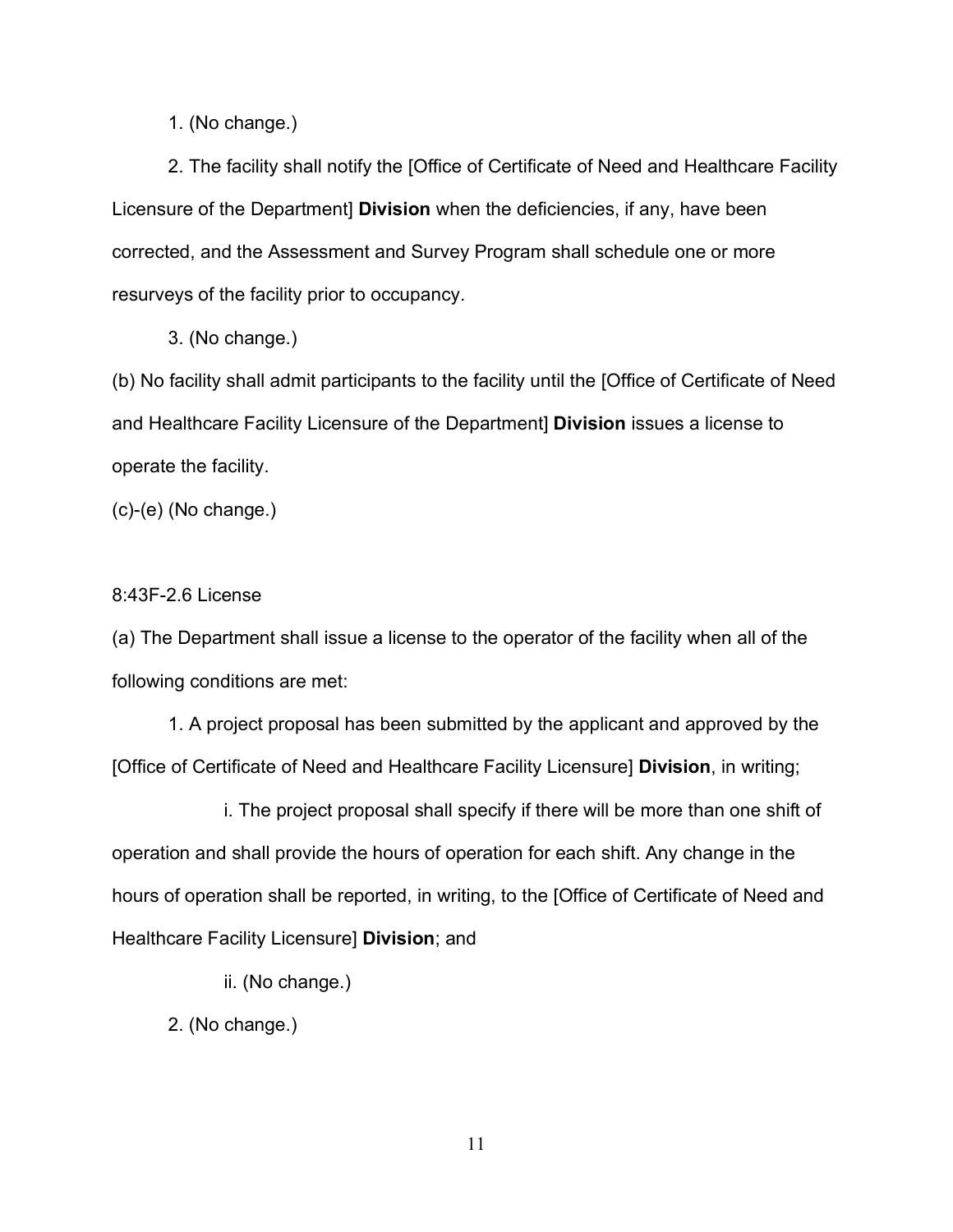1. (No change.)

2. The facility shall notify the [Office of Certificate of Need and Healthcare Facility Licensure of the Department] **Division** when the deficiencies, if any, have been corrected, and the Assessment and Survey Program shall schedule one or more resurveys of the facility prior to occupancy.

3. (No change.)

(b) No facility shall admit participants to the facility until the [Office of Certificate of Need and Healthcare Facility Licensure of the Department] **Division** issues a license to operate the facility.

(c)-(e) (No change.)

8:43F-2.6 License

(a) The Department shall issue a license to the operator of the facility when all of the following conditions are met:

1. A project proposal has been submitted by the applicant and approved by the [Office of Certificate of Need and Healthcare Facility Licensure] **Division**, in writing;

i. The project proposal shall specify if there will be more than one shift of operation and shall provide the hours of operation for each shift. Any change in the hours of operation shall be reported, in writing, to the [Office of Certificate of Need and Healthcare Facility Licensure] **Division**; and

ii. (No change.)

2. (No change.)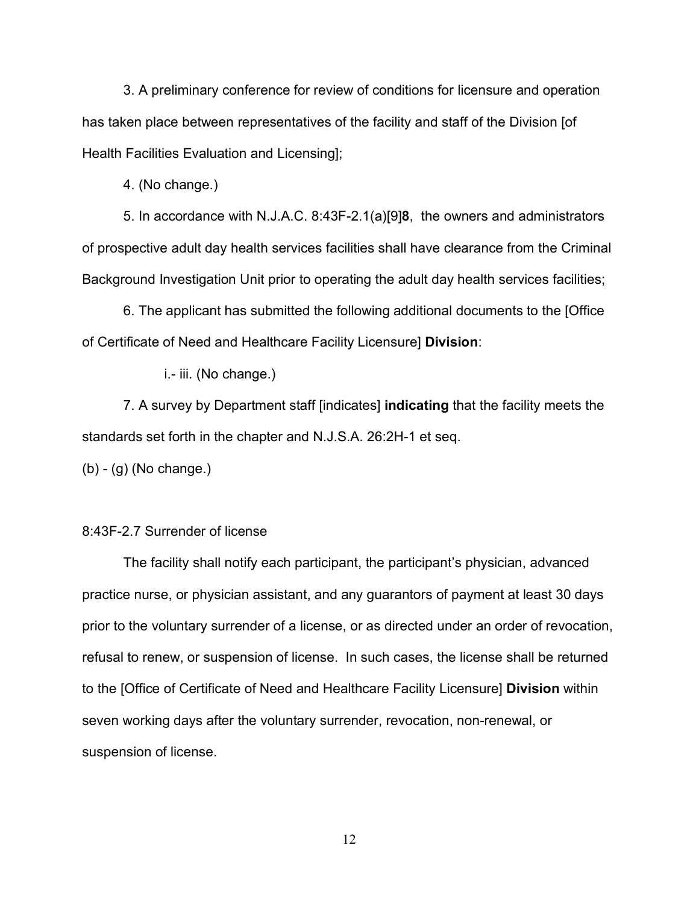3. A preliminary conference for review of conditions for licensure and operation has taken place between representatives of the facility and staff of the Division [of Health Facilities Evaluation and Licensing];

4. (No change.)

5. In accordance with N.J.A.C. 8:43F-2.1(a)[9]**8**, the owners and administrators of prospective adult day health services facilities shall have clearance from the Criminal Background Investigation Unit prior to operating the adult day health services facilities;

6. The applicant has submitted the following additional documents to the [Office of Certificate of Need and Healthcare Facility Licensure] **Division**:

i.- iii. (No change.)

7. A survey by Department staff [indicates] **indicating** that the facility meets the standards set forth in the chapter and N.J.S.A. 26:2H-1 et seq.

(b) - (g) (No change.)

8:43F-2.7 Surrender of license

The facility shall notify each participant, the participant's physician, advanced practice nurse, or physician assistant, and any guarantors of payment at least 30 days prior to the voluntary surrender of a license, or as directed under an order of revocation, refusal to renew, or suspension of license. In such cases, the license shall be returned to the [Office of Certificate of Need and Healthcare Facility Licensure] **Division** within seven working days after the voluntary surrender, revocation, non-renewal, or suspension of license.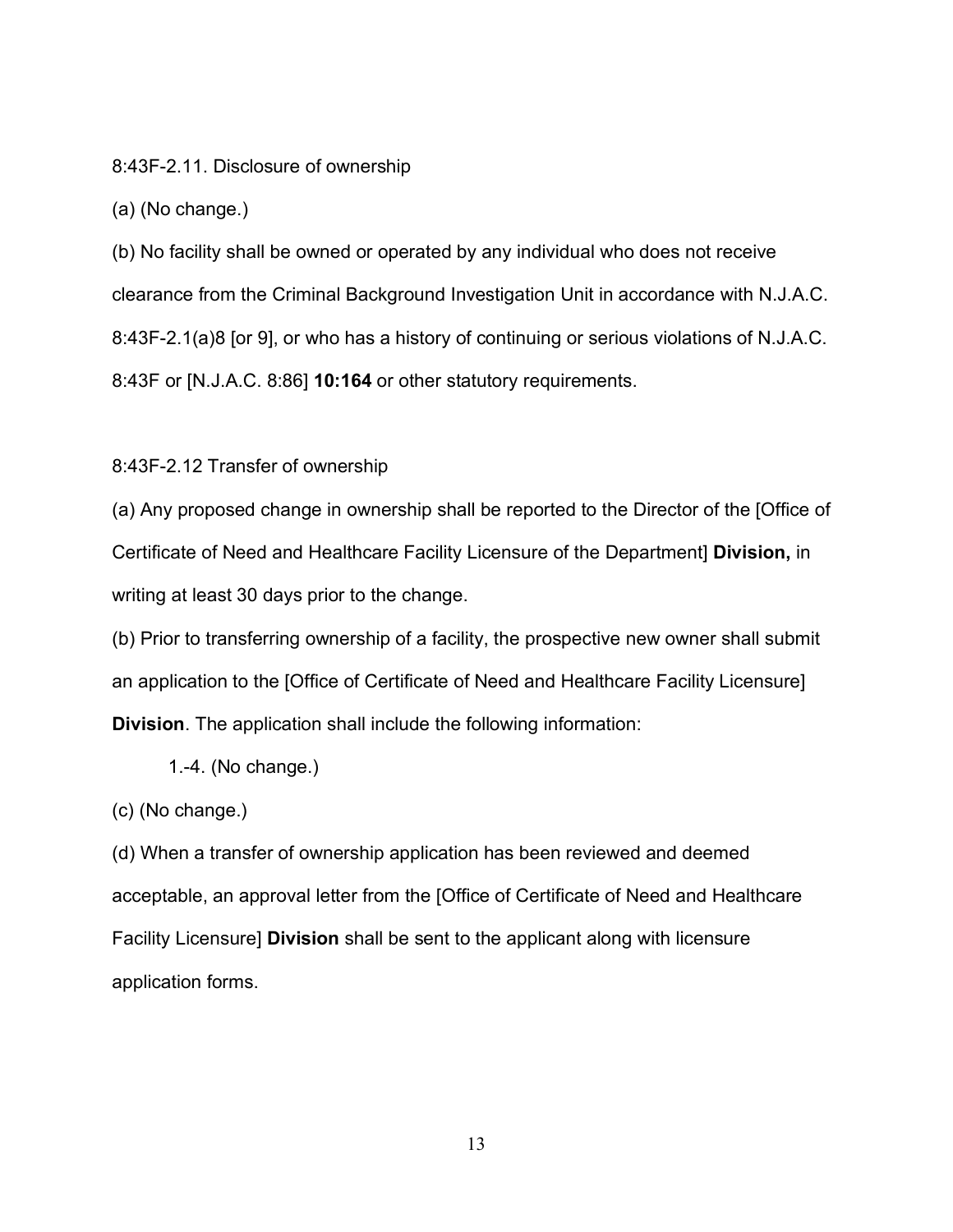8:43F-2.11. Disclosure of ownership

(a) (No change.)

(b) No facility shall be owned or operated by any individual who does not receive clearance from the Criminal Background Investigation Unit in accordance with N.J.A.C. 8:43F-2.1(a)8 [or 9], or who has a history of continuing or serious violations of N.J.A.C. 8:43F or [N.J.A.C. 8:86] **10:164** or other statutory requirements.

8:43F-2.12 Transfer of ownership

(a) Any proposed change in ownership shall be reported to the Director of the [Office of Certificate of Need and Healthcare Facility Licensure of the Department] **Division,** in writing at least 30 days prior to the change.

(b) Prior to transferring ownership of a facility, the prospective new owner shall submit an application to the [Office of Certificate of Need and Healthcare Facility Licensure] **Division**. The application shall include the following information:

1.-4. (No change.)

(c) (No change.)

(d) When a transfer of ownership application has been reviewed and deemed acceptable, an approval letter from the [Office of Certificate of Need and Healthcare Facility Licensure] **Division** shall be sent to the applicant along with licensure application forms.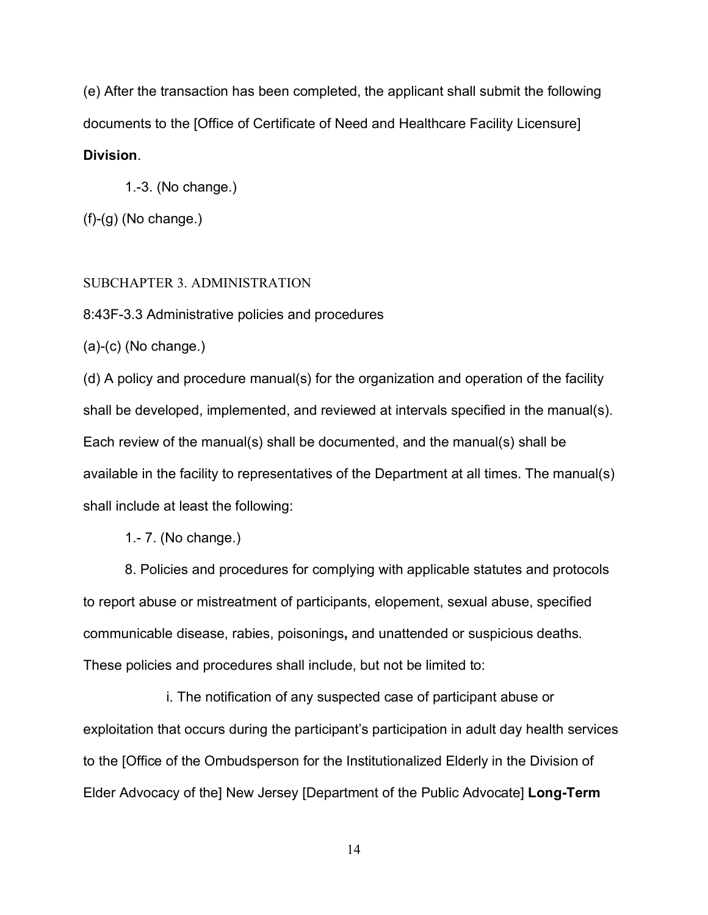(e) After the transaction has been completed, the applicant shall submit the following documents to the [Office of Certificate of Need and Healthcare Facility Licensure] **Division**.

1.-3. (No change.)

(f)-(g) (No change.)

SUBCHAPTER 3. ADMINISTRATION

8:43F-3.3 Administrative policies and procedures

(a)-(c) (No change.)

(d) A policy and procedure manual(s) for the organization and operation of the facility shall be developed, implemented, and reviewed at intervals specified in the manual(s). Each review of the manual(s) shall be documented, and the manual(s) shall be available in the facility to representatives of the Department at all times. The manual(s) shall include at least the following:

1.- 7. (No change.)

8. Policies and procedures for complying with applicable statutes and protocols to report abuse or mistreatment of participants, elopement, sexual abuse, specified communicable disease, rabies, poisonings**,** and unattended or suspicious deaths. These policies and procedures shall include, but not be limited to:

i. The notification of any suspected case of participant abuse or exploitation that occurs during the participant's participation in adult day health services to the [Office of the Ombudsperson for the Institutionalized Elderly in the Division of Elder Advocacy of the] New Jersey [Department of the Public Advocate] **Long-Term**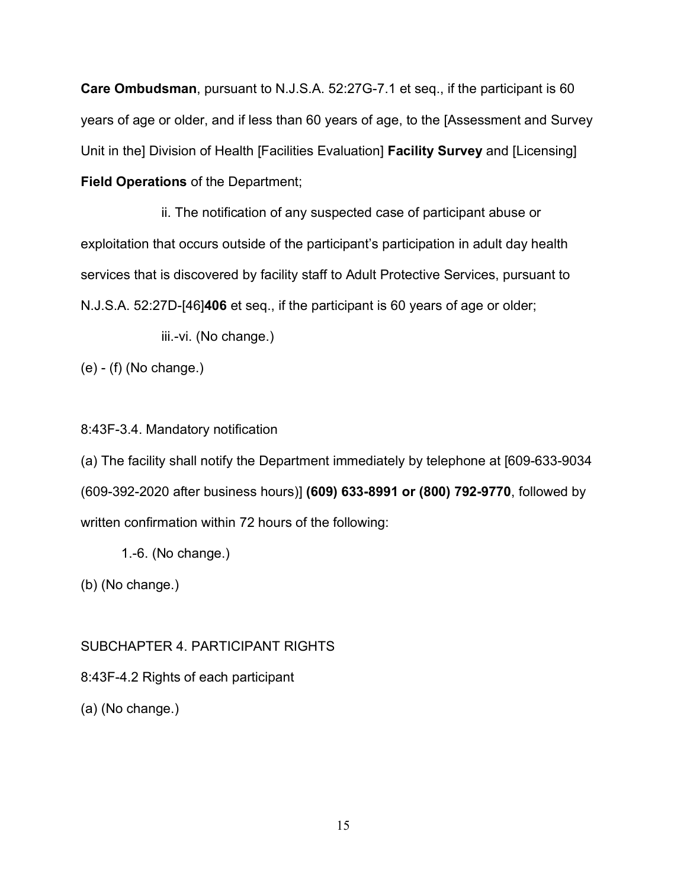**Care Ombudsman**, pursuant to N.J.S.A. 52:27G-7.1 et seq., if the participant is 60 years of age or older, and if less than 60 years of age, to the [Assessment and Survey Unit in the] Division of Health [Facilities Evaluation] **Facility Survey** and [Licensing] **Field Operations** of the Department;

ii. The notification of any suspected case of participant abuse or exploitation that occurs outside of the participant's participation in adult day health services that is discovered by facility staff to Adult Protective Services, pursuant to N.J.S.A. 52:27D-[46]**406** et seq., if the participant is 60 years of age or older;

iii.-vi. (No change.)

(e) - (f) (No change.)

8:43F-3.4. Mandatory notification

(a) The facility shall notify the Department immediately by telephone at [609-633-9034 (609-392-2020 after business hours)] **(609) 633-8991 or (800) 792-9770**, followed by written confirmation within 72 hours of the following:

1.-6. (No change.)

(b) (No change.)

SUBCHAPTER 4. PARTICIPANT RIGHTS

8:43F-4.2 Rights of each participant

(a) (No change.)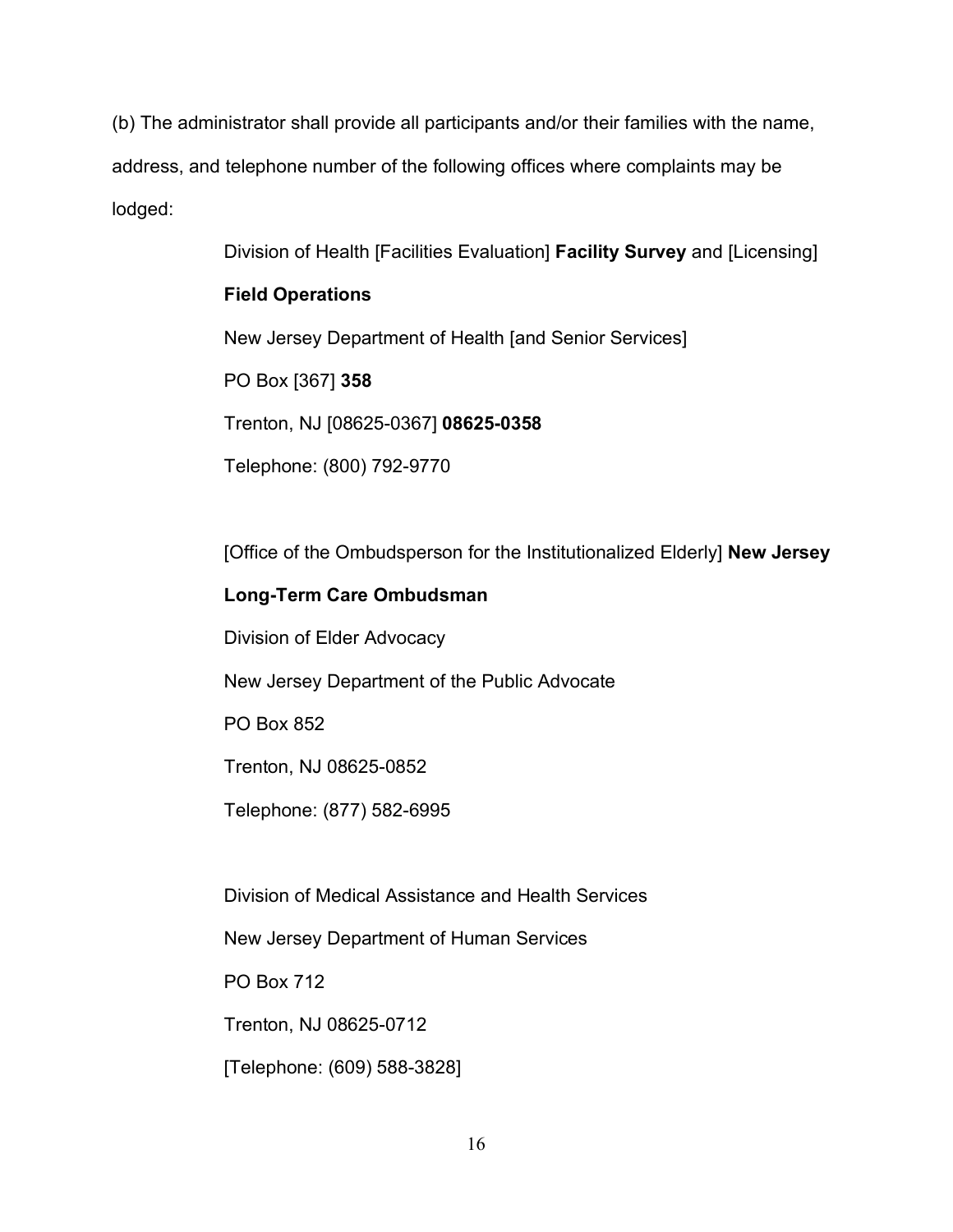(b) The administrator shall provide all participants and/or their families with the name, address, and telephone number of the following offices where complaints may be lodged:

Division of Health [Facilities Evaluation] **Facility Survey** and [Licensing] **Field Operations**
New Jersey Department of Health [and Senior Services]
PO Box [367] **358**
Trenton, NJ [08625-0367] **08625-0358**
Telephone: (800) 792-9770

[Office of the Ombudsperson for the Institutionalized Elderly] **New Jersey Long-Term Care Ombudsman**
Division of Elder Advocacy
New Jersey Department of the Public Advocate
PO Box 852
Trenton, NJ 08625-0852
Telephone: (877) 582-6995

Division of Medical Assistance and Health Services
New Jersey Department of Human Services
PO Box 712
Trenton, NJ 08625-0712
[Telephone: (609) 588-3828]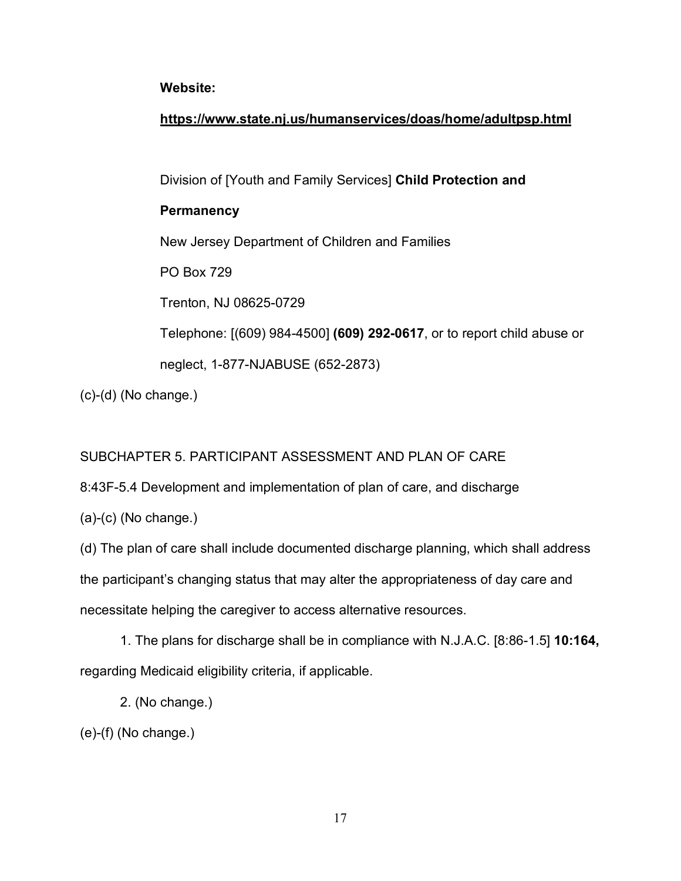**Website:**

**https://www.state.nj.us/humanservices/doas/home/adultpsp.html**

Division of [Youth and Family Services] **Child Protection and Permanency**

New Jersey Department of Children and Families

PO Box 729

Trenton, NJ 08625-0729

Telephone: [(609) 984-4500] **(609) 292-0617**, or to report child abuse or neglect, 1-877-NJABUSE (652-2873)

(c)-(d) (No change.)

SUBCHAPTER 5. PARTICIPANT ASSESSMENT AND PLAN OF CARE

8:43F-5.4 Development and implementation of plan of care, and discharge

(a)-(c) (No change.)

(d) The plan of care shall include documented discharge planning, which shall address the participant's changing status that may alter the appropriateness of day care and necessitate helping the caregiver to access alternative resources.

1. The plans for discharge shall be in compliance with N.J.A.C. [8:86-1.5] **10:164,** regarding Medicaid eligibility criteria, if applicable.

2. (No change.)

(e)-(f) (No change.)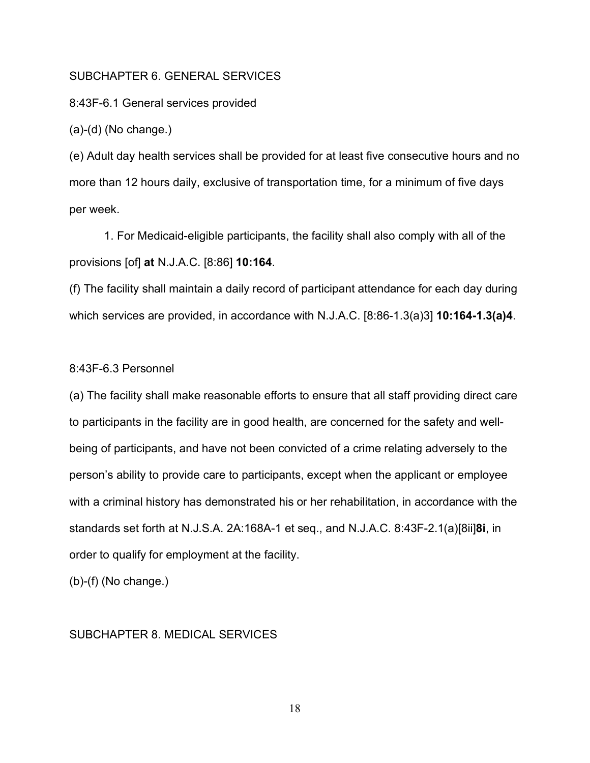SUBCHAPTER 6. GENERAL SERVICES

8:43F-6.1 General services provided

(a)-(d) (No change.)

(e) Adult day health services shall be provided for at least five consecutive hours and no more than 12 hours daily, exclusive of transportation time, for a minimum of five days per week.

1. For Medicaid-eligible participants, the facility shall also comply with all of the provisions [of] **at** N.J.A.C. [8:86] **10:164**.

(f) The facility shall maintain a daily record of participant attendance for each day during which services are provided, in accordance with N.J.A.C. [8:86-1.3(a)3] **10:164-1.3(a)4**.

8:43F-6.3 Personnel

(a) The facility shall make reasonable efforts to ensure that all staff providing direct care to participants in the facility are in good health, are concerned for the safety and well-being of participants, and have not been convicted of a crime relating adversely to the person's ability to provide care to participants, except when the applicant or employee with a criminal history has demonstrated his or her rehabilitation, in accordance with the standards set forth at N.J.S.A. 2A:168A-1 et seq., and N.J.A.C. 8:43F-2.1(a)[8ii]**8i**, in order to qualify for employment at the facility.

(b)-(f) (No change.)

SUBCHAPTER 8. MEDICAL SERVICES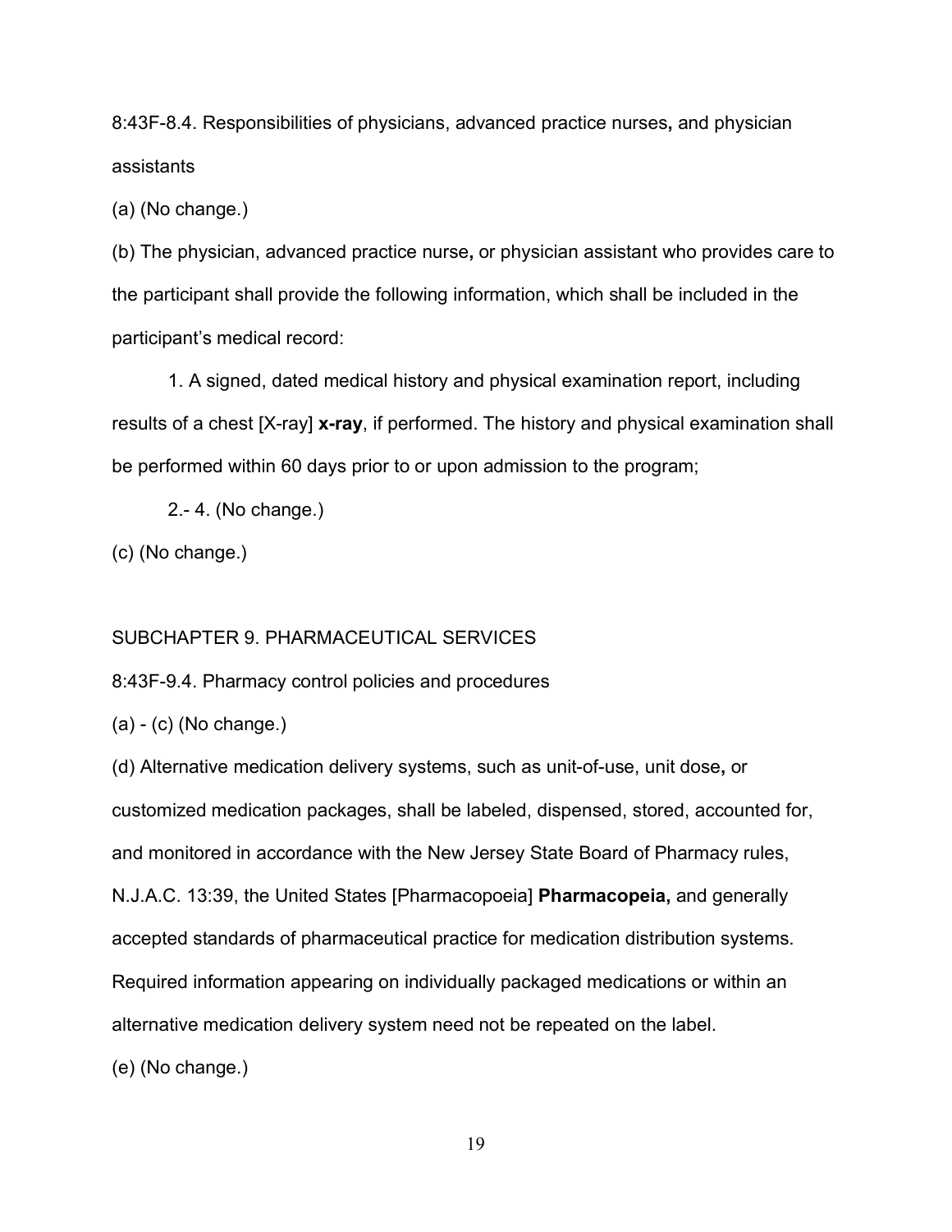8:43F-8.4. Responsibilities of physicians, advanced practice nurses**,** and physician assistants

(a) (No change.)

(b) The physician, advanced practice nurse**,** or physician assistant who provides care to the participant shall provide the following information, which shall be included in the participant's medical record:

1. A signed, dated medical history and physical examination report, including results of a chest [X-ray] **x-ray**, if performed. The history and physical examination shall be performed within 60 days prior to or upon admission to the program;

2.- 4. (No change.)

(c) (No change.)

SUBCHAPTER 9. PHARMACEUTICAL SERVICES

8:43F-9.4. Pharmacy control policies and procedures

(a) - (c) (No change.)

(d) Alternative medication delivery systems, such as unit-of-use, unit dose**,** or customized medication packages, shall be labeled, dispensed, stored, accounted for, and monitored in accordance with the New Jersey State Board of Pharmacy rules, N.J.A.C. 13:39, the United States [Pharmacopoeia] **Pharmacopeia,** and generally accepted standards of pharmaceutical practice for medication distribution systems. Required information appearing on individually packaged medications or within an alternative medication delivery system need not be repeated on the label.

(e) (No change.)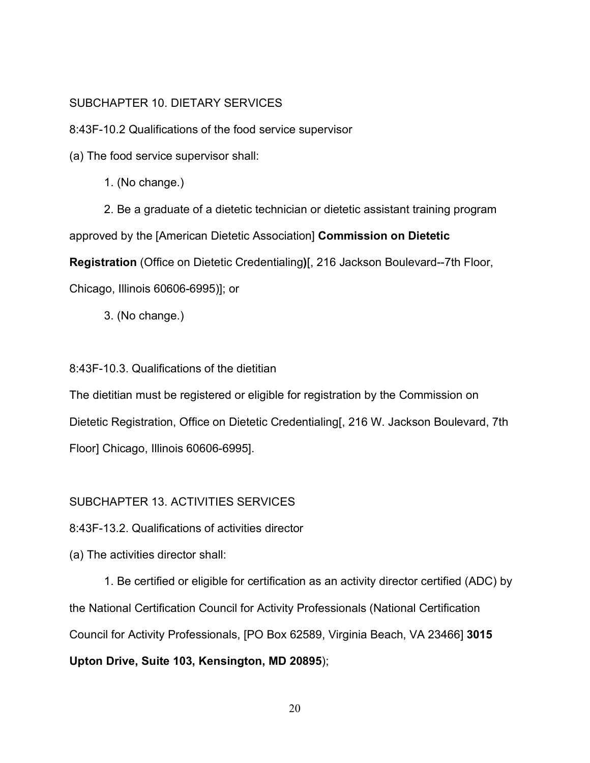SUBCHAPTER 10. DIETARY SERVICES

8:43F-10.2 Qualifications of the food service supervisor

(a) The food service supervisor shall:

1. (No change.)

2. Be a graduate of a dietetic technician or dietetic assistant training program approved by the [American Dietetic Association] **Commission on Dietetic Registration** (Office on Dietetic Credentialing**)**[, 216 Jackson Boulevard--7th Floor, Chicago, Illinois 60606-6995)]; or

3. (No change.)

8:43F-10.3. Qualifications of the dietitian

The dietitian must be registered or eligible for registration by the Commission on Dietetic Registration, Office on Dietetic Credentialing[, 216 W. Jackson Boulevard, 7th Floor] Chicago, Illinois 60606-6995].

SUBCHAPTER 13. ACTIVITIES SERVICES

8:43F-13.2. Qualifications of activities director

(a) The activities director shall:

1. Be certified or eligible for certification as an activity director certified (ADC) by the National Certification Council for Activity Professionals (National Certification Council for Activity Professionals, [PO Box 62589, Virginia Beach, VA 23466] **3015 Upton Drive, Suite 103, Kensington, MD 20895**);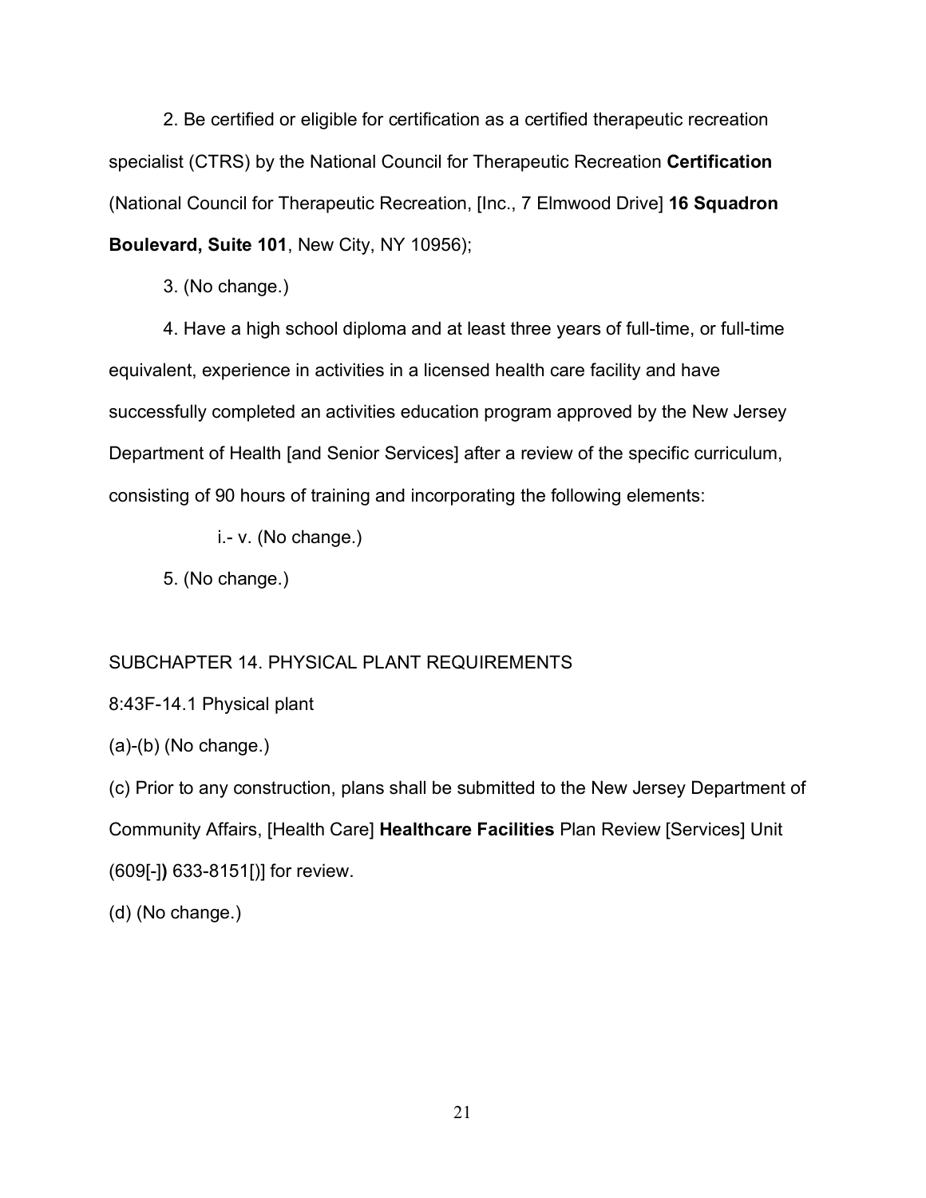2. Be certified or eligible for certification as a certified therapeutic recreation specialist (CTRS) by the National Council for Therapeutic Recreation **Certification** (National Council for Therapeutic Recreation, [Inc., 7 Elmwood Drive] **16 Squadron Boulevard, Suite 101**, New City, NY 10956);

3. (No change.)

4. Have a high school diploma and at least three years of full-time, or full-time equivalent, experience in activities in a licensed health care facility and have successfully completed an activities education program approved by the New Jersey Department of Health [and Senior Services] after a review of the specific curriculum, consisting of 90 hours of training and incorporating the following elements:

i.- v. (No change.)

5. (No change.)

SUBCHAPTER 14. PHYSICAL PLANT REQUIREMENTS

8:43F-14.1 Physical plant

(a)-(b) (No change.)

(c) Prior to any construction, plans shall be submitted to the New Jersey Department of Community Affairs, [Health Care] **Healthcare Facilities** Plan Review [Services] Unit (609[-]**)** 633-8151[)] for review.

(d) (No change.)